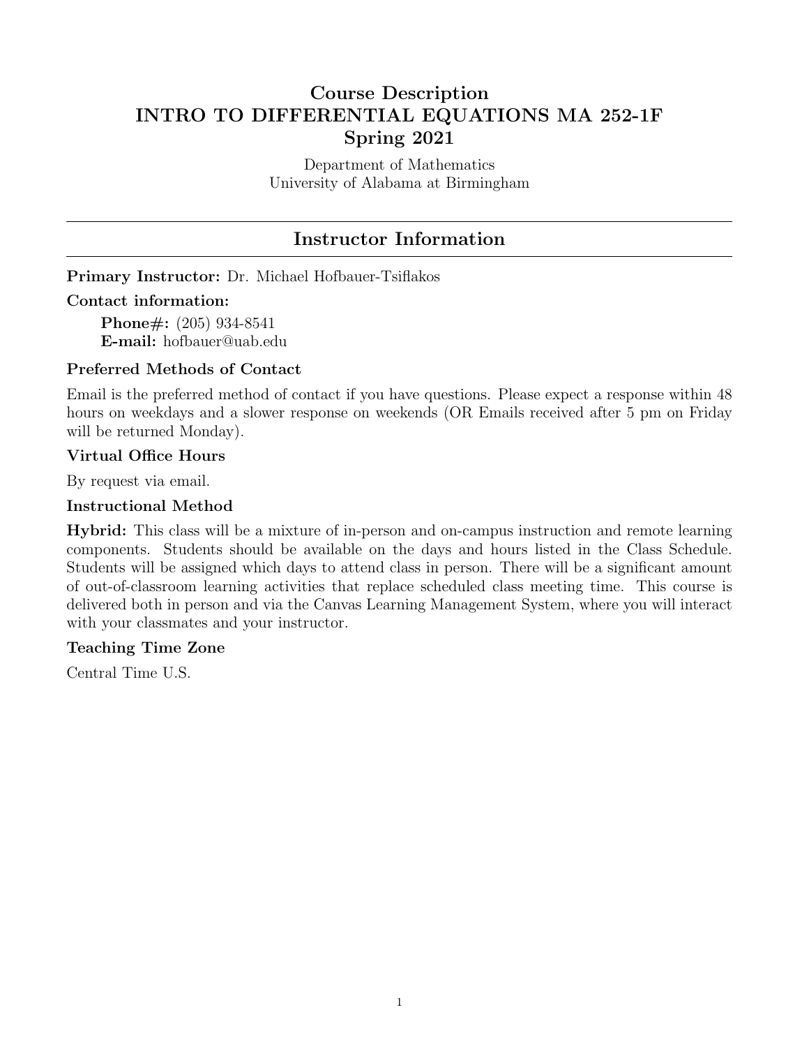# Course Description
# INTRO TO DIFFERENTIAL EQUATIONS MA 252-1F
# Spring 2021

Department of Mathematics
University of Alabama at Birmingham

## Instructor Information

**Primary Instructor:** Dr. Michael Hofbauer-Tsiflakos

**Contact information:**

**Phone#:** (205) 934-8541
**E-mail:** hofbauer@uab.edu

### Preferred Methods of Contact

Email is the preferred method of contact if you have questions. Please expect a response within 48 hours on weekdays and a slower response on weekends (OR Emails received after 5 pm on Friday will be returned Monday).

### Virtual Office Hours

By request via email.

### Instructional Method

**Hybrid:** This class will be a mixture of in-person and on-campus instruction and remote learning components. Students should be available on the days and hours listed in the Class Schedule. Students will be assigned which days to attend class in person. There will be a significant amount of out-of-classroom learning activities that replace scheduled class meeting time. This course is delivered both in person and via the Canvas Learning Management System, where you will interact with your classmates and your instructor.

### Teaching Time Zone

Central Time U.S.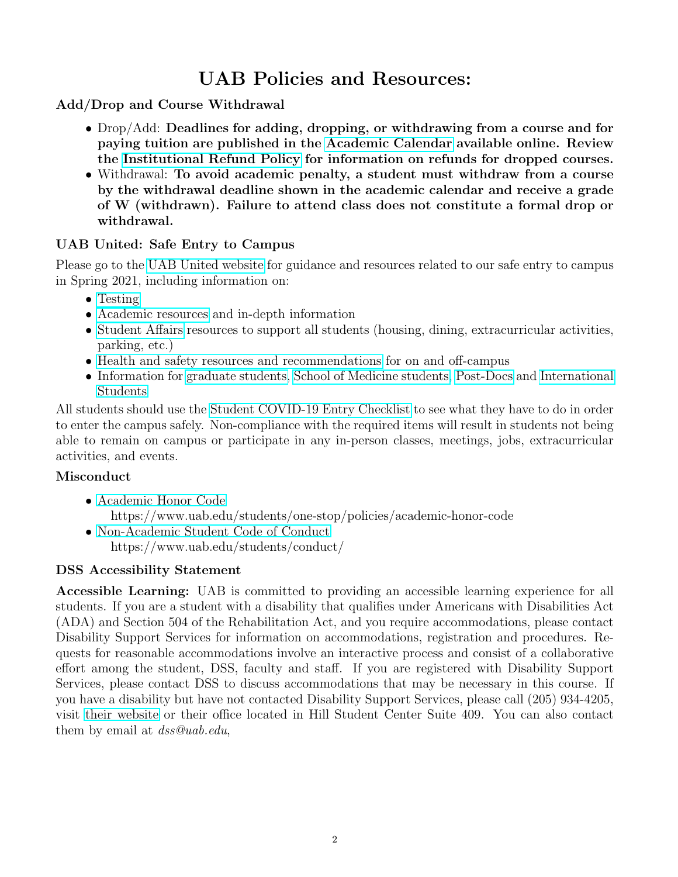# UAB Policies and Resources:

### Add/Drop and Course Withdrawal

- Drop/Add: **Deadlines for adding, dropping, or withdrawing from a course and for paying tuition are published in the Academic Calendar available online. Review the Institutional Refund Policy for information on refunds for dropped courses.**
- Withdrawal: **To avoid academic penalty, a student must withdraw from a course by the withdrawal deadline shown in the academic calendar and receive a grade of W (withdrawn). Failure to attend class does not constitute a formal drop or withdrawal.**

### UAB United: Safe Entry to Campus

Please go to the UAB United website for guidance and resources related to our safe entry to campus in Spring 2021, including information on:

- Testing
- Academic resources and in-depth information
- Student Affairs resources to support all students (housing, dining, extracurricular activities, parking, etc.)
- Health and safety resources and recommendations for on and off-campus
- Information for graduate students, School of Medicine students, Post-Docs and International Students

All students should use the Student COVID-19 Entry Checklist to see what they have to do in order to enter the campus safely. Non-compliance with the required items will result in students not being able to remain on campus or participate in any in-person classes, meetings, jobs, extracurricular activities, and events.

### Misconduct

- Academic Honor Code
  https://www.uab.edu/students/one-stop/policies/academic-honor-code
- Non-Academic Student Code of Conduct
  https://www.uab.edu/students/conduct/

### DSS Accessibility Statement

**Accessible Learning:** UAB is committed to providing an accessible learning experience for all students. If you are a student with a disability that qualifies under Americans with Disabilities Act (ADA) and Section 504 of the Rehabilitation Act, and you require accommodations, please contact Disability Support Services for information on accommodations, registration and procedures. Requests for reasonable accommodations involve an interactive process and consist of a collaborative effort among the student, DSS, faculty and staff. If you are registered with Disability Support Services, please contact DSS to discuss accommodations that may be necessary in this course. If you have a disability but have not contacted Disability Support Services, please call (205) 934-4205, visit their website or their office located in Hill Student Center Suite 409. You can also contact them by email at *dss@uab.edu*,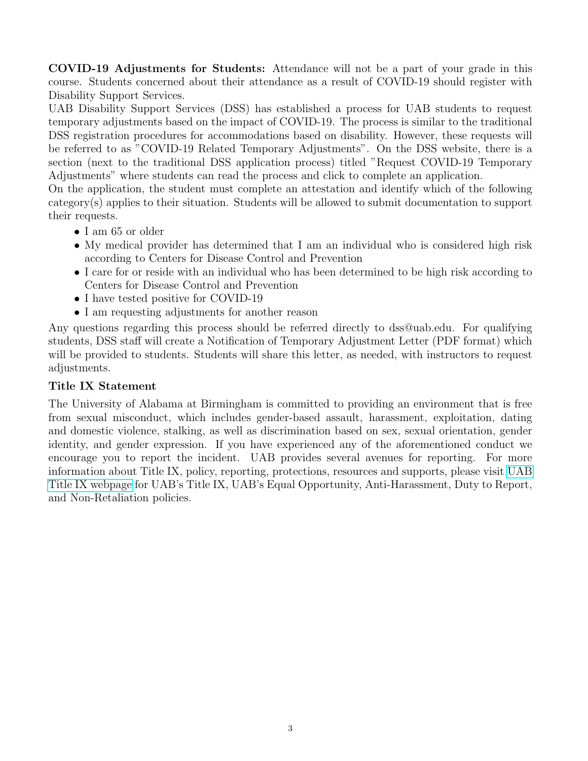**COVID-19 Adjustments for Students:** Attendance will not be a part of your grade in this course. Students concerned about their attendance as a result of COVID-19 should register with Disability Support Services.

UAB Disability Support Services (DSS) has established a process for UAB students to request temporary adjustments based on the impact of COVID-19. The process is similar to the traditional DSS registration procedures for accommodations based on disability. However, these requests will be referred to as "COVID-19 Related Temporary Adjustments". On the DSS website, there is a section (next to the traditional DSS application process) titled "Request COVID-19 Temporary Adjustments" where students can read the process and click to complete an application.

On the application, the student must complete an attestation and identify which of the following category(s) applies to their situation. Students will be allowed to submit documentation to support their requests.

- I am 65 or older
- My medical provider has determined that I am an individual who is considered high risk according to Centers for Disease Control and Prevention
- I care for or reside with an individual who has been determined to be high risk according to Centers for Disease Control and Prevention
- I have tested positive for COVID-19
- I am requesting adjustments for another reason

Any questions regarding this process should be referred directly to dss@uab.edu. For qualifying students, DSS staff will create a Notification of Temporary Adjustment Letter (PDF format) which will be provided to students. Students will share this letter, as needed, with instructors to request adjustments.

### Title IX Statement

The University of Alabama at Birmingham is committed to providing an environment that is free from sexual misconduct, which includes gender-based assault, harassment, exploitation, dating and domestic violence, stalking, as well as discrimination based on sex, sexual orientation, gender identity, and gender expression. If you have experienced any of the aforementioned conduct we encourage you to report the incident. UAB provides several avenues for reporting. For more information about Title IX, policy, reporting, protections, resources and supports, please visit UAB Title IX webpage for UAB's Title IX, UAB's Equal Opportunity, Anti-Harassment, Duty to Report, and Non-Retaliation policies.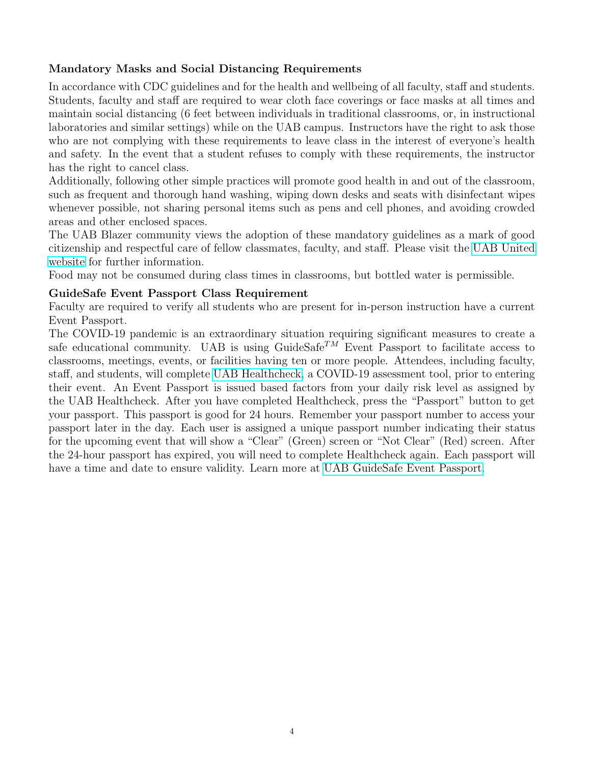### Mandatory Masks and Social Distancing Requirements

In accordance with CDC guidelines and for the health and wellbeing of all faculty, staff and students. Students, faculty and staff are required to wear cloth face coverings or face masks at all times and maintain social distancing (6 feet between individuals in traditional classrooms, or, in instructional laboratories and similar settings) while on the UAB campus. Instructors have the right to ask those who are not complying with these requirements to leave class in the interest of everyone's health and safety. In the event that a student refuses to comply with these requirements, the instructor has the right to cancel class.

Additionally, following other simple practices will promote good health in and out of the classroom, such as frequent and thorough hand washing, wiping down desks and seats with disinfectant wipes whenever possible, not sharing personal items such as pens and cell phones, and avoiding crowded areas and other enclosed spaces.

The UAB Blazer community views the adoption of these mandatory guidelines as a mark of good citizenship and respectful care of fellow classmates, faculty, and staff. Please visit the UAB United website for further information.

Food may not be consumed during class times in classrooms, but bottled water is permissible.

### GuideSafe Event Passport Class Requirement

Faculty are required to verify all students who are present for in-person instruction have a current Event Passport.

The COVID-19 pandemic is an extraordinary situation requiring significant measures to create a safe educational community. UAB is using GuideSafe$^{TM}$ Event Passport to facilitate access to classrooms, meetings, events, or facilities having ten or more people. Attendees, including faculty, staff, and students, will complete UAB Healthcheck, a COVID-19 assessment tool, prior to entering their event. An Event Passport is issued based factors from your daily risk level as assigned by the UAB Healthcheck. After you have completed Healthcheck, press the "Passport" button to get your passport. This passport is good for 24 hours. Remember your passport number to access your passport later in the day. Each user is assigned a unique passport number indicating their status for the upcoming event that will show a "Clear" (Green) screen or "Not Clear" (Red) screen. After the 24-hour passport has expired, you will need to complete Healthcheck again. Each passport will have a time and date to ensure validity. Learn more at UAB GuideSafe Event Passport.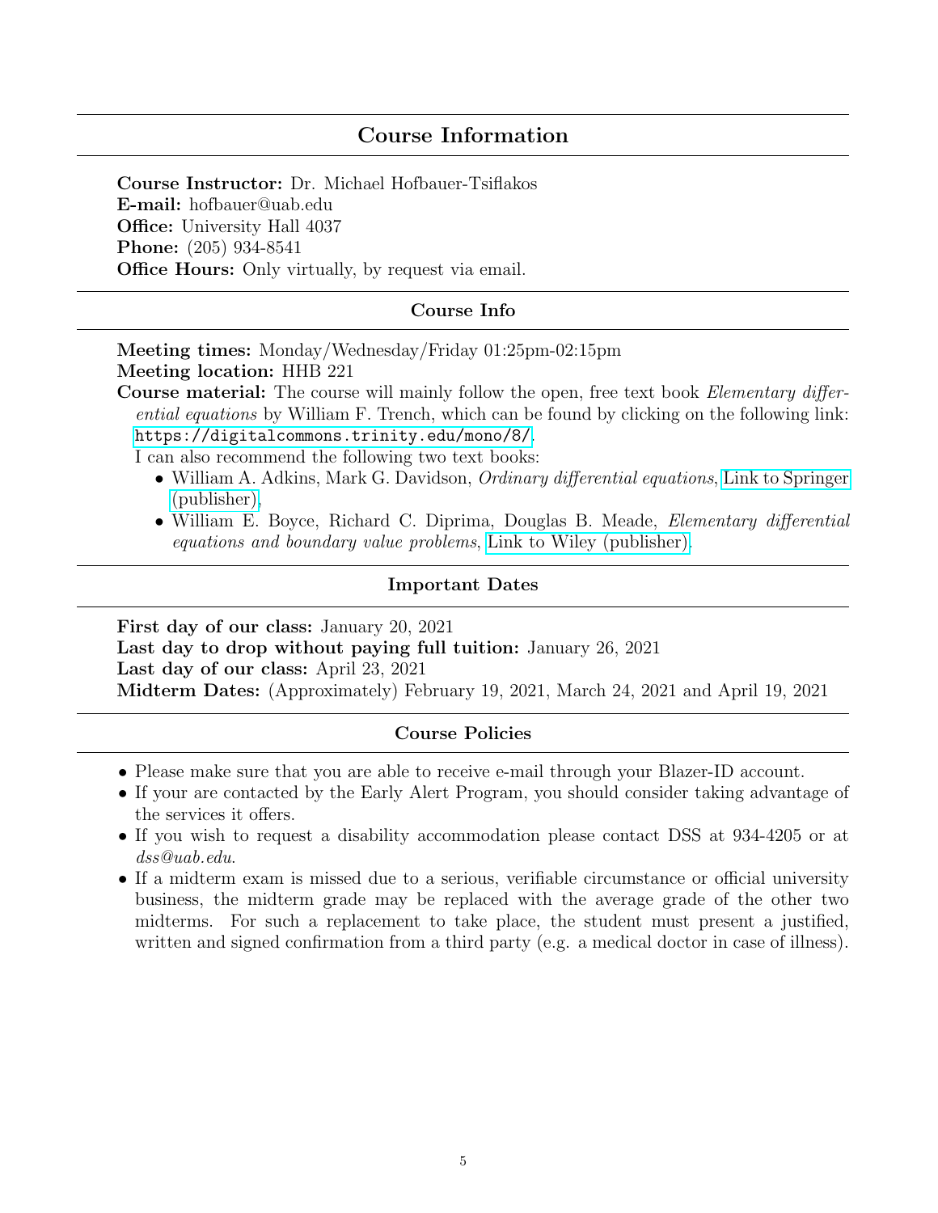## Course Information

**Course Instructor:** Dr. Michael Hofbauer-Tsiflakos
**E-mail:** hofbauer@uab.edu
**Office:** University Hall 4037
**Phone:** (205) 934-8541
**Office Hours:** Only virtually, by request via email.

### Course Info

**Meeting times:** Monday/Wednesday/Friday 01:25pm-02:15pm
**Meeting location:** HHB 221
**Course material:** The course will mainly follow the open, free text book *Elementary differential equations* by William F. Trench, which can be found by clicking on the following link: https://digitalcommons.trinity.edu/mono/8/.
I can also recommend the following two text books:

- William A. Adkins, Mark G. Davidson, *Ordinary differential equations*, Link to Springer (publisher).
- William E. Boyce, Richard C. Diprima, Douglas B. Meade, *Elementary differential equations and boundary value problems*, Link to Wiley (publisher).

### Important Dates

**First day of our class:** January 20, 2021
**Last day to drop without paying full tuition:** January 26, 2021
**Last day of our class:** April 23, 2021
**Midterm Dates:** (Approximately) February 19, 2021, March 24, 2021 and April 19, 2021

### Course Policies

- Please make sure that you are able to receive e-mail through your Blazer-ID account.
- If your are contacted by the Early Alert Program, you should consider taking advantage of the services it offers.
- If you wish to request a disability accommodation please contact DSS at 934-4205 or at *dss@uab.edu*.
- If a midterm exam is missed due to a serious, verifiable circumstance or official university business, the midterm grade may be replaced with the average grade of the other two midterms. For such a replacement to take place, the student must present a justified, written and signed confirmation from a third party (e.g. a medical doctor in case of illness).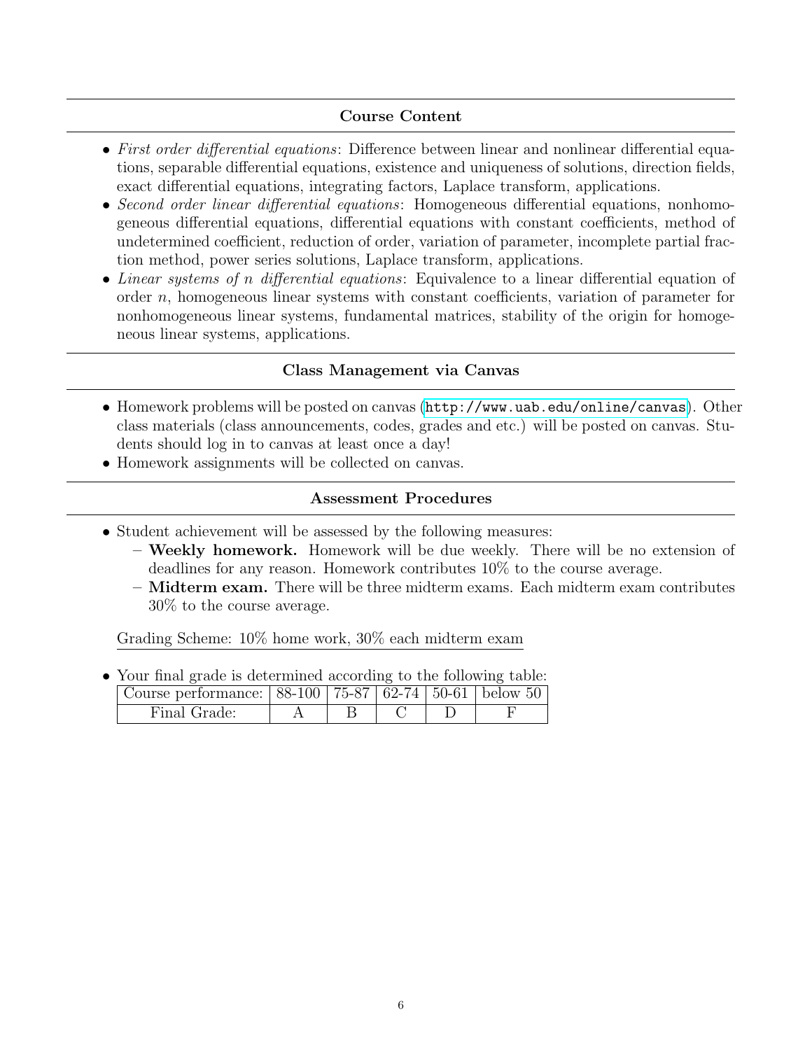## Course Content

- *First order differential equations*: Difference between linear and nonlinear differential equations, separable differential equations, existence and uniqueness of solutions, direction fields, exact differential equations, integrating factors, Laplace transform, applications.
- *Second order linear differential equations*: Homogeneous differential equations, nonhomogeneous differential equations, differential equations with constant coefficients, method of undetermined coefficient, reduction of order, variation of parameter, incomplete partial fraction method, power series solutions, Laplace transform, applications.
- *Linear systems of $n$ differential equations*: Equivalence to a linear differential equation of order $n$, homogeneous linear systems with constant coefficients, variation of parameter for nonhomogeneous linear systems, fundamental matrices, stability of the origin for homogeneous linear systems, applications.

## Class Management via Canvas

- Homework problems will be posted on canvas (`http://www.uab.edu/online/canvas`). Other class materials (class announcements, codes, grades and etc.) will be posted on canvas. Students should log in to canvas at least once a day!
- Homework assignments will be collected on canvas.

## Assessment Procedures

- Student achievement will be assessed by the following measures:
  - **Weekly homework.** Homework will be due weekly. There will be no extension of deadlines for any reason. Homework contributes 10% to the course average.
  - **Midterm exam.** There will be three midterm exams. Each midterm exam contributes 30% to the course average.

Grading Scheme: 10% home work, 30% each midterm exam

- Your final grade is determined according to the following table:

| Course performance: | 88-100 | 75-87 | 62-74 | 50-61 | below 50 |
|---|---|---|---|---|---|
| Final Grade: | A | B | C | D | F |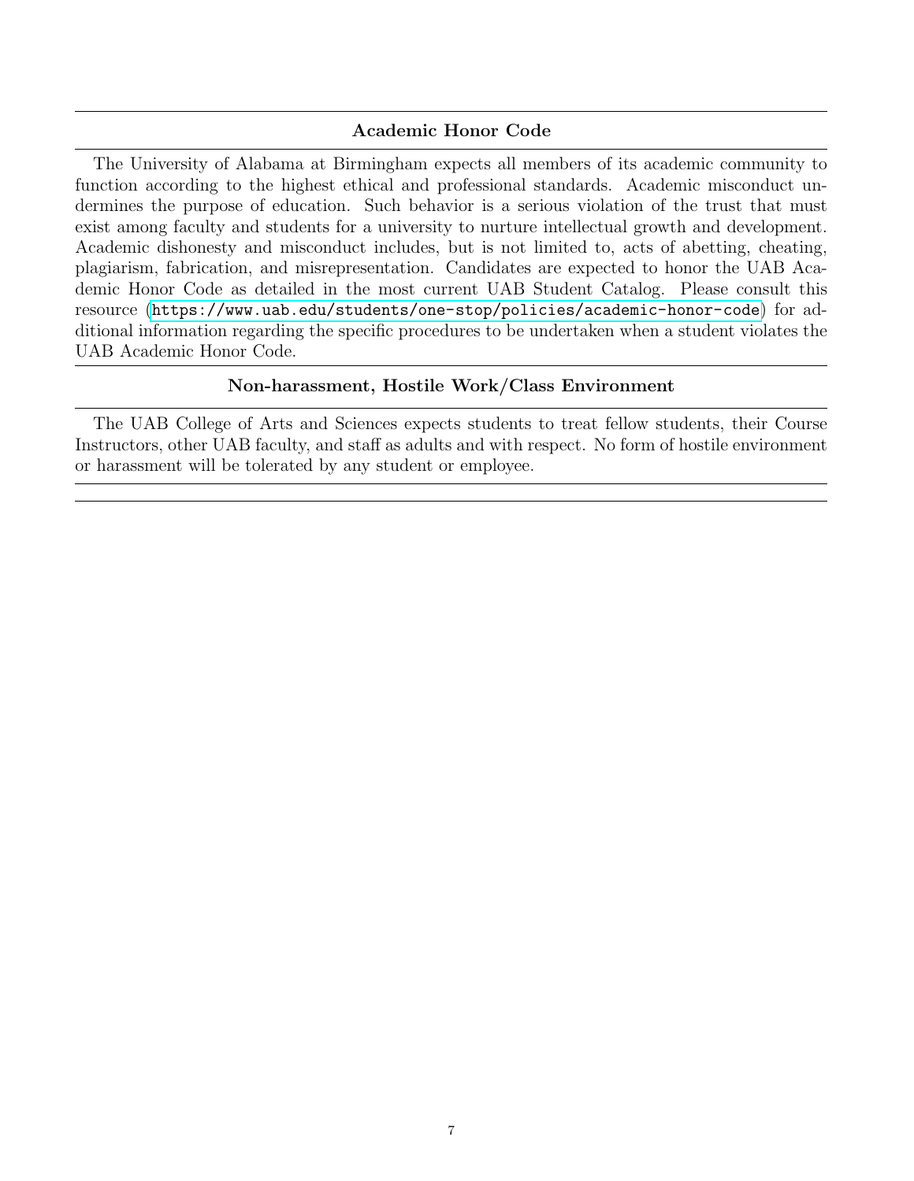## Academic Honor Code

The University of Alabama at Birmingham expects all members of its academic community to function according to the highest ethical and professional standards. Academic misconduct undermines the purpose of education. Such behavior is a serious violation of the trust that must exist among faculty and students for a university to nurture intellectual growth and development. Academic dishonesty and misconduct includes, but is not limited to, acts of abetting, cheating, plagiarism, fabrication, and misrepresentation. Candidates are expected to honor the UAB Academic Honor Code as detailed in the most current UAB Student Catalog. Please consult this resource (https://www.uab.edu/students/one-stop/policies/academic-honor-code) for additional information regarding the specific procedures to be undertaken when a student violates the UAB Academic Honor Code.

## Non-harassment, Hostile Work/Class Environment

The UAB College of Arts and Sciences expects students to treat fellow students, their Course Instructors, other UAB faculty, and staff as adults and with respect. No form of hostile environment or harassment will be tolerated by any student or employee.